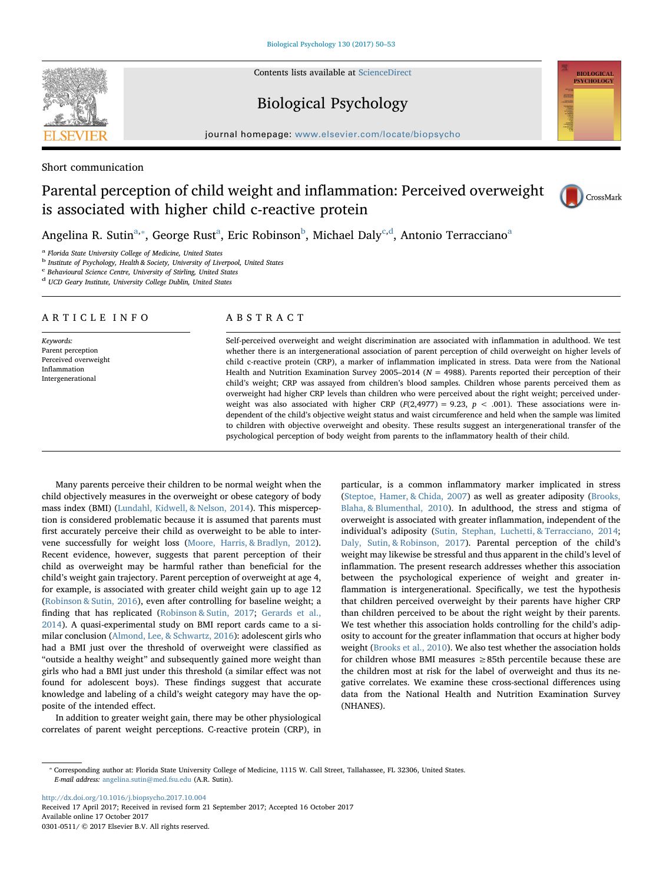Contents lists available at ScienceDirect

# Biological Psychology

journal homepage: www.elsevier.com/locate/biopsycho

Short communication

# Parental perception of child weight and inflammation: Perceived overweight is associated with higher child c-reactive protein

Angelina R. Sutin[a,*], George Rust[a], Eric Robinson[b], Michael Daly[c,d], Antonio Terracciano[a]

[a] Florida State University College of Medicine, United States
[b] Institute of Psychology, Health & Society, University of Liverpool, United States
[c] Behavioural Science Centre, University of Stirling, United States
[d] UCD Geary Institute, University College Dublin, United States

## ARTICLE INFO

*Keywords:*
Parent perception
Perceived overweight
Inflammation
Intergenerational

## ABSTRACT

Self-perceived overweight and weight discrimination are associated with inflammation in adulthood. We test whether there is an intergenerational association of parent perception of child overweight on higher levels of child c-reactive protein (CRP), a marker of inflammation implicated in stress. Data were from the National Health and Nutrition Examination Survey 2005–2014 ($N = 4988$). Parents reported their perception of their child's weight; CRP was assayed from children's blood samples. Children whose parents perceived them as overweight had higher CRP levels than children who were perceived about the right weight; perceived underweight was also associated with higher CRP ($F(2,4977) = 9.23$, $p < .001$). These associations were independent of the child's objective weight status and waist circumference and held when the sample was limited to children with objective overweight and obesity. These results suggest an intergenerational transfer of the psychological perception of body weight from parents to the inflammatory health of their child.

Many parents perceive their children to be normal weight when the child objectively measures in the overweight or obese category of body mass index (BMI) (Lundahl, Kidwell, & Nelson, 2014). This misperception is considered problematic because it is assumed that parents must first accurately perceive their child as overweight to be able to intervene successfully for weight loss (Moore, Harris, & Bradlyn, 2012). Recent evidence, however, suggests that parent perception of their child as overweight may be harmful rather than beneficial for the child's weight gain trajectory. Parent perception of overweight at age 4, for example, is associated with greater child weight gain up to age 12 (Robinson & Sutin, 2016), even after controlling for baseline weight; a finding that has replicated (Robinson & Sutin, 2017; Gerards et al., 2014). A quasi-experimental study on BMI report cards came to a similar conclusion (Almond, Lee, & Schwartz, 2016): adolescent girls who had a BMI just over the threshold of overweight were classified as "outside a healthy weight" and subsequently gained more weight than girls who had a BMI just under this threshold (a similar effect was not found for adolescent boys). These findings suggest that accurate knowledge and labeling of a child's weight category may have the opposite of the intended effect.

In addition to greater weight gain, there may be other physiological correlates of parent weight perceptions. C-reactive protein (CRP), in particular, is a common inflammatory marker implicated in stress (Steptoe, Hamer, & Chida, 2007) as well as greater adiposity (Brooks, Blaha, & Blumenthal, 2010). In adulthood, the stress and stigma of overweight is associated with greater inflammation, independent of the individual's adiposity (Sutin, Stephan, Luchetti, & Terracciano, 2014; Daly, Sutin, & Robinson, 2017). Parental perception of the child's weight may likewise be stressful and thus apparent in the child's level of inflammation. The present research addresses whether this association between the psychological experience of weight and greater inflammation is intergenerational. Specifically, we test the hypothesis that children perceived overweight by their parents have higher CRP than children perceived to be about the right weight by their parents. We test whether this association holds controlling for the child's adiposity to account for the greater inflammation that occurs at higher body weight (Brooks et al., 2010). We also test whether the association holds for children whose BMI measures ≥85th percentile because these are the children most at risk for the label of overweight and thus its negative correlates. We examine these cross-sectional differences using data from the National Health and Nutrition Examination Survey (NHANES).

---

* Corresponding author at: Florida State University College of Medicine, 1115 W. Call Street, Tallahassee, FL 32306, United States.
*E-mail address:* angelina.sutin@med.fsu.edu (A.R. Sutin).

http://dx.doi.org/10.1016/j.biopsycho.2017.10.004
Received 17 April 2017; Received in revised form 21 September 2017; Accepted 16 October 2017
Available online 17 October 2017
0301-0511/ © 2017 Elsevier B.V. All rights reserved.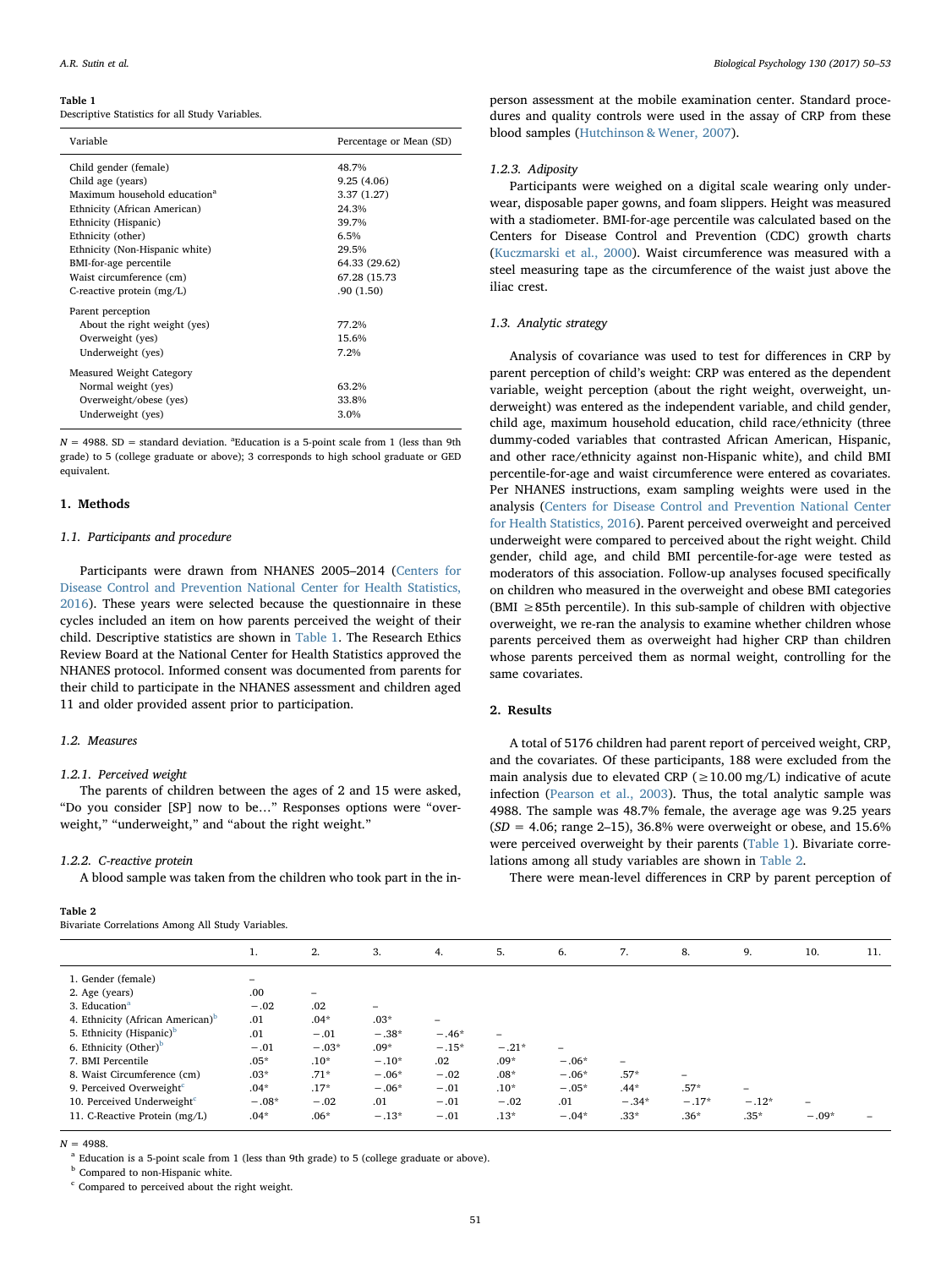**Table 1**
Descriptive Statistics for all Study Variables.

| Variable | Percentage or Mean (SD) |
|---|---|
| Child gender (female) | 48.7% |
| Child age (years) | 9.25 (4.06) |
| Maximum household education[a] | 3.37 (1.27) |
| Ethnicity (African American) | 24.3% |
| Ethnicity (Hispanic) | 39.7% |
| Ethnicity (other) | 6.5% |
| Ethnicity (Non-Hispanic white) | 29.5% |
| BMI-for-age percentile | 64.33 (29.62) |
| Waist circumference (cm) | 67.28 (15.73 |
| C-reactive protein (mg/L) | .90 (1.50) |
| Parent perception | |
| About the right weight (yes) | 77.2% |
| Overweight (yes) | 15.6% |
| Underweight (yes) | 7.2% |
| Measured Weight Category | |
| Normal weight (yes) | 63.2% |
| Overweight/obese (yes) | 33.8% |
| Underweight (yes) | 3.0% |

$N$ = 4988. SD = standard deviation. [a]Education is a 5-point scale from 1 (less than 9th grade) to 5 (college graduate or above); 3 corresponds to high school graduate or GED equivalent.

## 1. Methods

### 1.1. Participants and procedure

Participants were drawn from NHANES 2005–2014 (Centers for Disease Control and Prevention National Center for Health Statistics, 2016). These years were selected because the questionnaire in these cycles included an item on how parents perceived the weight of their child. Descriptive statistics are shown in Table 1. The Research Ethics Review Board at the National Center for Health Statistics approved the NHANES protocol. Informed consent was documented from parents for their child to participate in the NHANES assessment and children aged 11 and older provided assent prior to participation.

### 1.2. Measures

#### 1.2.1. Perceived weight

The parents of children between the ages of 2 and 15 were asked, "Do you consider [SP] now to be…" Responses options were "overweight," "underweight," and "about the right weight."

#### 1.2.2. C-reactive protein

A blood sample was taken from the children who took part in the in-person assessment at the mobile examination center. Standard procedures and quality controls were used in the assay of CRP from these blood samples (Hutchinson & Wener, 2007).

#### 1.2.3. Adiposity

Participants were weighed on a digital scale wearing only underwear, disposable paper gowns, and foam slippers. Height was measured with a stadiometer. BMI-for-age percentile was calculated based on the Centers for Disease Control and Prevention (CDC) growth charts (Kuczmarski et al., 2000). Waist circumference was measured with a steel measuring tape as the circumference of the waist just above the iliac crest.

### 1.3. Analytic strategy

Analysis of covariance was used to test for differences in CRP by parent perception of child's weight: CRP was entered as the dependent variable, weight perception (about the right weight, overweight, underweight) was entered as the independent variable, and child gender, child age, maximum household education, child race/ethnicity (three dummy-coded variables that contrasted African American, Hispanic, and other race/ethnicity against non-Hispanic white), and child BMI percentile-for-age and waist circumference were entered as covariates. Per NHANES instructions, exam sampling weights were used in the analysis (Centers for Disease Control and Prevention National Center for Health Statistics, 2016). Parent perceived overweight and perceived underweight were compared to perceived about the right weight. Child gender, child age, and child BMI percentile-for-age were tested as moderators of this association. Follow-up analyses focused specifically on children who measured in the overweight and obese BMI categories (BMI ≥85th percentile). In this sub-sample of children with objective overweight, we re-ran the analysis to examine whether children whose parents perceived them as overweight had higher CRP than children whose parents perceived them as normal weight, controlling for the same covariates.

## 2. Results

A total of 5176 children had parent report of perceived weight, CRP, and the covariates. Of these participants, 188 were excluded from the main analysis due to elevated CRP (≥10.00 mg/L) indicative of acute infection (Pearson et al., 2003). Thus, the total analytic sample was 4988. The sample was 48.7% female, the average age was 9.25 years ($SD$ = 4.06; range 2–15), 36.8% were overweight or obese, and 15.6% were perceived overweight by their parents (Table 1). Bivariate correlations among all study variables are shown in Table 2.

There were mean-level differences in CRP by parent perception of

**Table 2**
Bivariate Correlations Among All Study Variables.

| | 1. | 2. | 3. | 4. | 5. | 6. | 7. | 8. | 9. | 10. | 11. |
|---|---|---|---|---|---|---|---|---|---|---|---|
| 1. Gender (female) | – | | | | | | | | | | |
| 2. Age (years) | .00 | – | | | | | | | | | |
| 3. Education[a] | −.02 | .02 | – | | | | | | | | |
| 4. Ethnicity (African American)[b] | .01 | .04* | .03* | – | | | | | | | |
| 5. Ethnicity (Hispanic)[b] | .01 | −.01 | −.38* | −.46* | – | | | | | | |
| 6. Ethnicity (Other)[b] | −.01 | −.03* | .09* | −.15* | −.21* | – | | | | | |
| 7. BMI Percentile | .05* | .10* | −.10* | .02 | .09* | −.06* | – | | | | |
| 8. Waist Circumference (cm) | .03* | .71* | −.06* | −.02 | .08* | −.06* | .57* | – | | | |
| 9. Perceived Overweight[c] | .04* | .17* | −.06* | −.01 | .10* | −.05* | .44* | .57* | – | | |
| 10. Perceived Underweight[c] | −.08* | −.02 | .01 | −.01 | −.02 | .01 | −.34* | −.17* | −.12* | – | |
| 11. C-Reactive Protein (mg/L) | .04* | .06* | −.13* | −.01 | .13* | −.04* | .33* | .36* | .35* | −.09* | – |

$N$ = 4988.
[a] Education is a 5-point scale from 1 (less than 9th grade) to 5 (college graduate or above).
[b] Compared to non-Hispanic white.
[c] Compared to perceived about the right weight.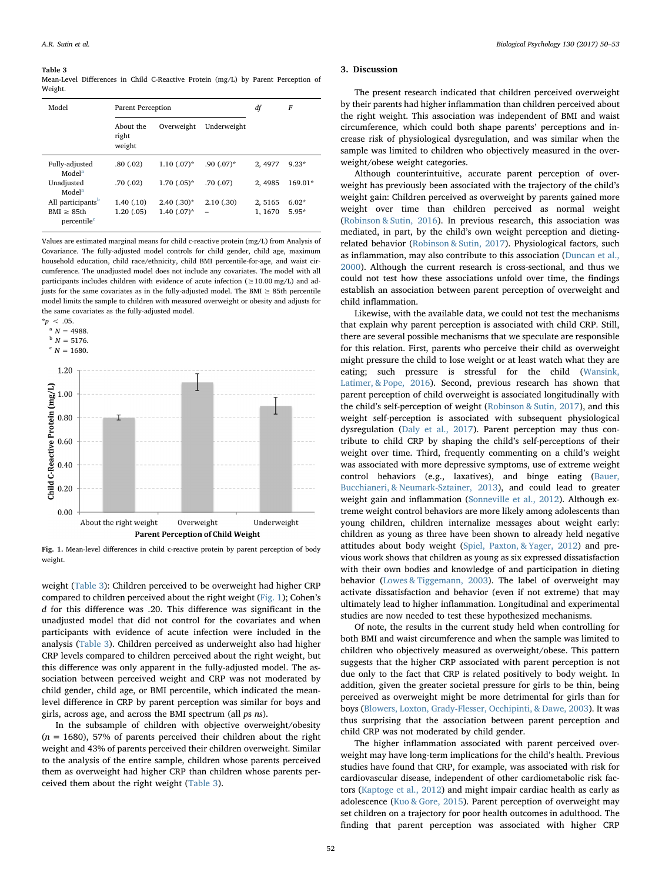**Table 3**
Mean-Level Differences in Child C-Reactive Protein (mg/L) by Parent Perception of Weight.

| Model | Parent Perception | | | *df* | *F* |
|---|---|---|---|---|---|
| | About the right weight | Overweight | Underweight | | |
| Fully-adjusted Model[a] | .80 (.02) | 1.10 (.07)* | .90 (.07)* | 2, 4977 | 9.23* |
| Unadjusted Model[a] | .70 (.02) | 1.70 (.05)* | .70 (.07) | 2, 4985 | 169.01* |
| All participants[b] | 1.40 (.10) | 2.40 (.30)* | 2.10 (.30) | 2, 5165 | 6.02* |
| BMI ≥ 85th percentile[c] | 1.20 (.05) | 1.40 (.07)* | – | 1, 1670 | 5.95* |

Values are estimated marginal means for child c-reactive protein (mg/L) from Analysis of Covariance. The fully-adjusted model controls for child gender, child age, maximum household education, child race/ethnicity, child BMI percentile-for-age, and waist circumference. The unadjusted model does not include any covariates. The model with all participants includes children with evidence of acute infection (≥10.00 mg/L) and adjusts for the same covariates as in the fully-adjusted model. The BMI ≥ 85th percentile model limits the sample to children with measured overweight or obesity and adjusts for the same covariates as the fully-adjusted model.

*$p < .05$.

[a] $N = 4988$.

[b] $N = 5176$.

[c] $N = 1680$.

**Fig. 1.** Mean-level differences in child c-reactive protein by parent perception of body weight.

weight (Table 3): Children perceived to be overweight had higher CRP compared to children perceived about the right weight (Fig. 1); Cohen's *d* for this difference was .20. This difference was significant in the unadjusted model that did not control for the covariates and when participants with evidence of acute infection were included in the analysis (Table 3). Children perceived as underweight also had higher CRP levels compared to children perceived about the right weight, but this difference was only apparent in the fully-adjusted model. The association between perceived weight and CRP was not moderated by child gender, child age, or BMI percentile, which indicated the mean-level difference in CRP by parent perception was similar for boys and girls, across age, and across the BMI spectrum (all *ps ns*).

In the subsample of children with objective overweight/obesity ($n = 1680$), 57% of parents perceived their children about the right weight and 43% of parents perceived their children overweight. Similar to the analysis of the entire sample, children whose parents perceived them as overweight had higher CRP than children whose parents perceived them about the right weight (Table 3).

## 3. Discussion

The present research indicated that children perceived overweight by their parents had higher inflammation than children perceived about the right weight. This association was independent of BMI and waist circumference, which could both shape parents' perceptions and increase risk of physiological dysregulation, and was similar when the sample was limited to children who objectively measured in the overweight/obese weight categories.

Although counterintuitive, accurate parent perception of overweight has previously been associated with the trajectory of the child's weight gain: Children perceived as overweight by parents gained more weight over time than children perceived as normal weight (Robinson & Sutin, 2016). In previous research, this association was mediated, in part, by the child's own weight perception and dieting-related behavior (Robinson & Sutin, 2017). Physiological factors, such as inflammation, may also contribute to this association (Duncan et al., 2000). Although the current research is cross-sectional, and thus we could not test how these associations unfold over time, the findings establish an association between parent perception of overweight and child inflammation.

Likewise, with the available data, we could not test the mechanisms that explain why parent perception is associated with child CRP. Still, there are several possible mechanisms that we speculate are responsible for this relation. First, parents who perceive their child as overweight might pressure the child to lose weight or at least watch what they are eating; such pressure is stressful for the child (Wansink, Latimer, & Pope, 2016). Second, previous research has shown that parent perception of child overweight is associated longitudinally with the child's self-perception of weight (Robinson & Sutin, 2017), and this weight self-perception is associated with subsequent physiological dysregulation (Daly et al., 2017). Parent perception may thus contribute to child CRP by shaping the child's self-perceptions of their weight over time. Third, frequently commenting on a child's weight was associated with more depressive symptoms, use of extreme weight control behaviors (e.g., laxatives), and binge eating (Bauer, Bucchianeri, & Neumark-Sztainer, 2013), and could lead to greater weight gain and inflammation (Sonneville et al., 2012). Although extreme weight control behaviors are more likely among adolescents than young children, children internalize messages about weight early: children as young as three have been shown to already held negative attitudes about body weight (Spiel, Paxton, & Yager, 2012) and previous work shows that children as young as six expressed dissatisfaction with their own bodies and knowledge of and participation in dieting behavior (Lowes & Tiggemann, 2003). The label of overweight may activate dissatisfaction and behavior (even if not extreme) that may ultimately lead to higher inflammation. Longitudinal and experimental studies are now needed to test these hypothesized mechanisms.

Of note, the results in the current study held when controlling for both BMI and waist circumference and when the sample was limited to children who objectively measured as overweight/obese. This pattern suggests that the higher CRP associated with parent perception is not due only to the fact that CRP is related positively to body weight. In addition, given the greater societal pressure for girls to be thin, being perceived as overweight might be more detrimental for girls than for boys (Blowers, Loxton, Grady-Flesser, Occhipinti, & Dawe, 2003). It was thus surprising that the association between parent perception and child CRP was not moderated by child gender.

The higher inflammation associated with parent perceived overweight may have long-term implications for the child's health. Previous studies have found that CRP, for example, was associated with risk for cardiovascular disease, independent of other cardiometabolic risk factors (Kaptoge et al., 2012) and might impair cardiac health as early as adolescence (Kuo & Gore, 2015). Parent perception of overweight may set children on a trajectory for poor health outcomes in adulthood. The finding that parent perception was associated with higher CRP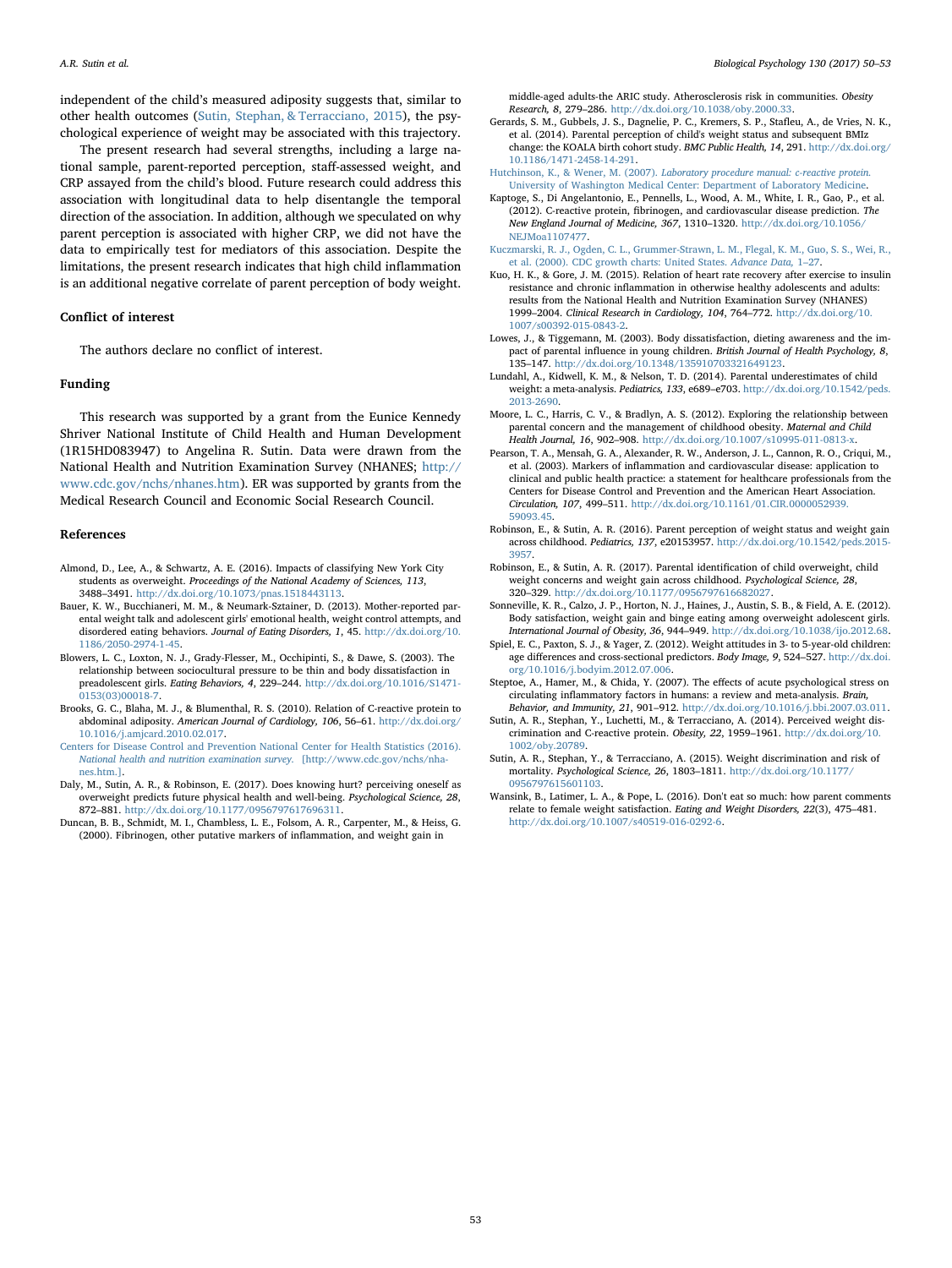independent of the child's measured adiposity suggests that, similar to other health outcomes (Sutin, Stephan, & Terracciano, 2015), the psychological experience of weight may be associated with this trajectory.

The present research had several strengths, including a large national sample, parent-reported perception, staff-assessed weight, and CRP assayed from the child's blood. Future research could address this association with longitudinal data to help disentangle the temporal direction of the association. In addition, although we speculated on why parent perception is associated with higher CRP, we did not have the data to empirically test for mediators of this association. Despite the limitations, the present research indicates that high child inflammation is an additional negative correlate of parent perception of body weight.

## Conflict of interest

The authors declare no conflict of interest.

## Funding

This research was supported by a grant from the Eunice Kennedy Shriver National Institute of Child Health and Human Development (1R15HD083947) to Angelina R. Sutin. Data were drawn from the National Health and Nutrition Examination Survey (NHANES; http://www.cdc.gov/nchs/nhanes.htm). ER was supported by grants from the Medical Research Council and Economic Social Research Council.

## References

Almond, D., Lee, A., & Schwartz, A. E. (2016). Impacts of classifying New York City students as overweight. *Proceedings of the National Academy of Sciences, 113*, 3488–3491. http://dx.doi.org/10.1073/pnas.1518443113.

Bauer, K. W., Bucchianeri, M. M., & Neumark-Sztainer, D. (2013). Mother-reported parental weight talk and adolescent girls' emotional health, weight control attempts, and disordered eating behaviors. *Journal of Eating Disorders, 1*, 45. http://dx.doi.org/10.1186/2050-2974-1-45.

Blowers, L. C., Loxton, N. J., Grady-Flesser, M., Occhipinti, S., & Dawe, S. (2003). The relationship between sociocultural pressure to be thin and body dissatisfaction in preadolescent girls. *Eating Behaviors, 4*, 229–244. http://dx.doi.org/10.1016/S1471-0153(03)00018-7.

Brooks, G. C., Blaha, M. J., & Blumenthal, R. S. (2010). Relation of C-reactive protein to abdominal adiposity. *American Journal of Cardiology, 106*, 56–61. http://dx.doi.org/10.1016/j.amjcard.2010.02.017.

Centers for Disease Control and Prevention National Center for Health Statistics (2016). *National health and nutrition examination survey.* [http://www.cdc.gov/nchs/nhanes.htm.].

Daly, M., Sutin, A. R., & Robinson, E. (2017). Does knowing hurt? perceiving oneself as overweight predicts future physical health and well-being. *Psychological Science, 28*, 872–881. http://dx.doi.org/10.1177/0956797617696311.

Duncan, B. B., Schmidt, M. I., Chambless, L. E., Folsom, A. R., Carpenter, M., & Heiss, G. (2000). Fibrinogen, other putative markers of inflammation, and weight gain in middle-aged adults-the ARIC study. Atherosclerosis risk in communities. *Obesity Research, 8*, 279–286. http://dx.doi.org/10.1038/oby.2000.33.

Gerards, S. M., Gubbels, J. S., Dagnelie, P. C., Kremers, S. P., Stafleu, A., de Vries, N. K., et al. (2014). Parental perception of child's weight status and subsequent BMIz change: the KOALA birth cohort study. *BMC Public Health, 14*, 291. http://dx.doi.org/10.1186/1471-2458-14-291.

Hutchinson, K., & Wener, M. (2007). *Laboratory procedure manual: c-reactive protein.* University of Washington Medical Center: Department of Laboratory Medicine.

Kaptoge, S., Di Angelantonio, E., Pennells, L., Wood, A. M., White, I. R., Gao, P., et al. (2012). C-reactive protein, fibrinogen, and cardiovascular disease prediction. *The New England Journal of Medicine, 367*, 1310–1320. http://dx.doi.org/10.1056/NEJMoa1107477.

Kuczmarski, R. J., Ogden, C. L., Grummer-Strawn, L. M., Flegal, K. M., Guo, S. S., Wei, R., et al. (2000). CDC growth charts: United States. *Advance Data*, 1–27.

Kuo, H. K., & Gore, J. M. (2015). Relation of heart rate recovery after exercise to insulin resistance and chronic inflammation in otherwise healthy adolescents and adults: results from the National Health and Nutrition Examination Survey (NHANES) 1999–2004. *Clinical Research in Cardiology, 104*, 764–772. http://dx.doi.org/10.1007/s00392-015-0843-2.

Lowes, J., & Tiggemann, M. (2003). Body dissatisfaction, dieting awareness and the impact of parental influence in young children. *British Journal of Health Psychology, 8*, 135–147. http://dx.doi.org/10.1348/135910703321649123.

Lundahl, A., Kidwell, K. M., & Nelson, T. D. (2014). Parental underestimates of child weight: a meta-analysis. *Pediatrics, 133*, e689–e703. http://dx.doi.org/10.1542/peds.2013-2690.

Moore, L. C., Harris, C. V., & Bradlyn, A. S. (2012). Exploring the relationship between parental concern and the management of childhood obesity. *Maternal and Child Health Journal, 16*, 902–908. http://dx.doi.org/10.1007/s10995-011-0813-x.

Pearson, T. A., Mensah, G. A., Alexander, R. W., Anderson, J. L., Cannon, R. O., Criqui, M., et al. (2003). Markers of inflammation and cardiovascular disease: application to clinical and public health practice: a statement for healthcare professionals from the Centers for Disease Control and Prevention and the American Heart Association. *Circulation, 107*, 499–511. http://dx.doi.org/10.1161/01.CIR.0000052939.59093.45.

Robinson, E., & Sutin, A. R. (2016). Parent perception of weight status and weight gain across childhood. *Pediatrics, 137*, e20153957. http://dx.doi.org/10.1542/peds.2015-3957.

Robinson, E., & Sutin, A. R. (2017). Parental identification of child overweight, child weight concerns and weight gain across childhood. *Psychological Science, 28*, 320–329. http://dx.doi.org/10.1177/0956797616682027.

Sonneville, K. R., Calzo, J. P., Horton, N. J., Haines, J., Austin, S. B., & Field, A. E. (2012). Body satisfaction, weight gain and binge eating among overweight adolescent girls. *International Journal of Obesity, 36*, 944–949. http://dx.doi.org/10.1038/ijo.2012.68.

Spiel, E. C., Paxton, S. J., & Yager, Z. (2012). Weight attitudes in 3- to 5-year-old children: age differences and cross-sectional predictors. *Body Image, 9*, 524–527. http://dx.doi.org/10.1016/j.bodyim.2012.07.006.

Steptoe, A., Hamer, M., & Chida, Y. (2007). The effects of acute psychological stress on circulating inflammatory factors in humans: a review and meta-analysis. *Brain, Behavior, and Immunity, 21*, 901–912. http://dx.doi.org/10.1016/j.bbi.2007.03.011.

Sutin, A. R., Stephan, Y., Luchetti, M., & Terracciano, A. (2014). Perceived weight discrimination and C-reactive protein. *Obesity, 22*, 1959–1961. http://dx.doi.org/10.1002/oby.20789.

Sutin, A. R., Stephan, Y., & Terracciano, A. (2015). Weight discrimination and risk of mortality. *Psychological Science, 26*, 1803–1811. http://dx.doi.org/10.1177/0956797615601103.

Wansink, B., Latimer, L. A., & Pope, L. (2016). Don't eat so much: how parent comments relate to female weight satisfaction. *Eating and Weight Disorders, 22*(3), 475–481. http://dx.doi.org/10.1007/s40519-016-0292-6.